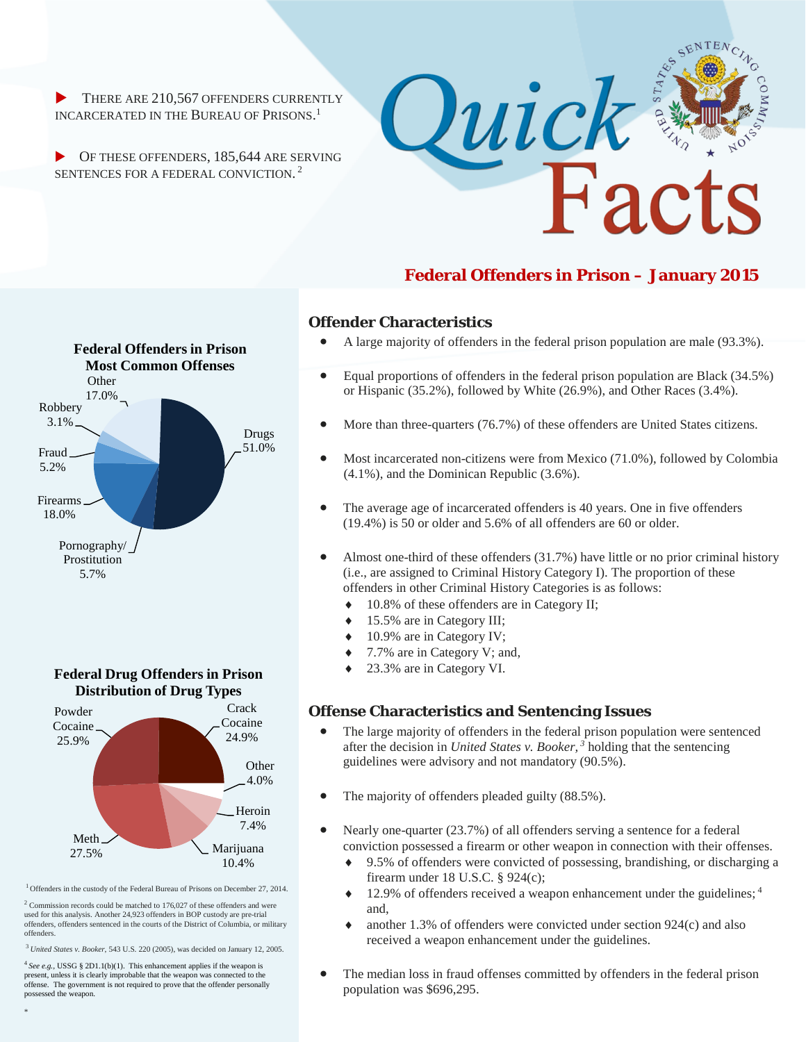# Quick Facts

## Federal Offenders in Prison – January 2015

- THERE ARE 210,567 OFFENDERS CURRENTLY INCARCERATED IN THE BUREAU OF PRISONS.[1]
- OF THESE OFFENDERS, 185,644 ARE SERVING SENTENCES FOR A FEDERAL CONVICTION.[2]

**Federal Offenders in Prison Most Common Offenses**

| Offense | Percent |
| --- | --- |
| Drugs | 51.0% |
| Firearms | 18.0% |
| Other | 17.0% |
| Pornography/ Prostitution | 5.7% |
| Fraud | 5.2% |
| Robbery | 3.1% |

**Federal Drug Offenders in Prison Distribution of Drug Types**

| Drug Type | Percent |
| --- | --- |
| Meth | 27.5% |
| Powder Cocaine | 25.9% |
| Crack Cocaine | 24.9% |
| Marijuana | 10.4% |
| Heroin | 7.4% |
| Other | 4.0% |

### Offender Characteristics

- A large majority of offenders in the federal prison population are male (93.3%).
- Equal proportions of offenders in the federal prison population are Black (34.5%) or Hispanic (35.2%), followed by White (26.9%), and Other Races (3.4%).
- More than three-quarters (76.7%) of these offenders are United States citizens.
- Most incarcerated non-citizens were from Mexico (71.0%), followed by Colombia (4.1%), and the Dominican Republic (3.6%).
- The average age of incarcerated offenders is 40 years. One in five offenders (19.4%) is 50 or older and 5.6% of all offenders are 60 or older.
- Almost one-third of these offenders (31.7%) have little or no prior criminal history (i.e., are assigned to Criminal History Category I). The proportion of these offenders in other Criminal History Categories is as follows:
  - 10.8% of these offenders are in Category II;
  - 15.5% are in Category III;
  - 10.9% are in Category IV;
  - 7.7% are in Category V; and,
  - 23.3% are in Category VI.

### Offense Characteristics and Sentencing Issues

- The large majority of offenders in the federal prison population were sentenced after the decision in *United States v. Booker,*[3] holding that the sentencing guidelines were advisory and not mandatory (90.5%).
- The majority of offenders pleaded guilty (88.5%).
- Nearly one-quarter (23.7%) of all offenders serving a sentence for a federal conviction possessed a firearm or other weapon in connection with their offenses.
  - 9.5% of offenders were convicted of possessing, brandishing, or discharging a firearm under 18 U.S.C. § 924(c);
  - 12.9% of offenders received a weapon enhancement under the guidelines;[4] and,
  - another 1.3% of offenders were convicted under section 924(c) and also received a weapon enhancement under the guidelines.
- The median loss in fraud offenses committed by offenders in the federal prison population was $696,295.

---

[1] Offenders in the custody of the Federal Bureau of Prisons on December 27, 2014.

[2] Commission records could be matched to 176,027 of these offenders and were used for this analysis. Another 24,923 offenders in BOP custody are pre-trial offenders, offenders sentenced in the courts of the District of Columbia, or military offenders.

[3] *United States v. Booker*, 543 U.S. 220 (2005), was decided on January 12, 2005.

[4] *See e.g.,* USSG § 2D1.1(b)(1). This enhancement applies if the weapon is present, unless it is clearly improbable that the weapon was connected to the offense. The government is not required to prove that the offender personally possessed the weapon.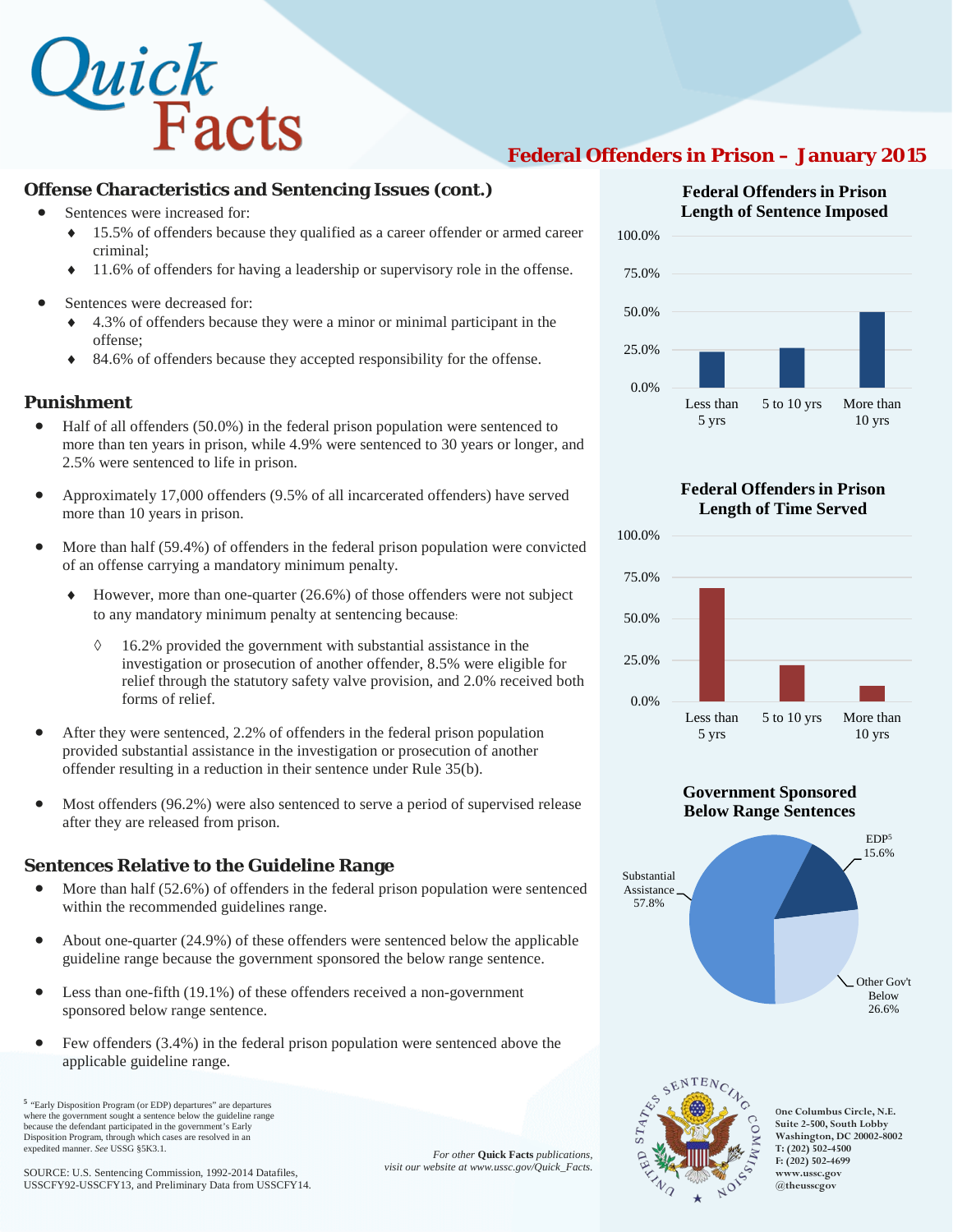# Quick Facts

## Federal Offenders in Prison – January 2015

### Offense Characteristics and Sentencing Issues (cont.)

- Sentences were increased for:
  - 15.5% of offenders because they qualified as a career offender or armed career criminal;
  - 11.6% of offenders for having a leadership or supervisory role in the offense.
- Sentences were decreased for:
  - 4.3% of offenders because they were a minor or minimal participant in the offense;
  - 84.6% of offenders because they accepted responsibility for the offense.

### Punishment

- Half of all offenders (50.0%) in the federal prison population were sentenced to more than ten years in prison, while 4.9% were sentenced to 30 years or longer, and 2.5% were sentenced to life in prison.
- Approximately 17,000 offenders (9.5% of all incarcerated offenders) have served more than 10 years in prison.
- More than half (59.4%) of offenders in the federal prison population were convicted of an offense carrying a mandatory minimum penalty.
  - However, more than one-quarter (26.6%) of those offenders were not subject to any mandatory minimum penalty at sentencing because:
    - 16.2% provided the government with substantial assistance in the investigation or prosecution of another offender, 8.5% were eligible for relief through the statutory safety valve provision, and 2.0% received both forms of relief.
- After they were sentenced, 2.2% of offenders in the federal prison population provided substantial assistance in the investigation or prosecution of another offender resulting in a reduction in their sentence under Rule 35(b).
- Most offenders (96.2%) were also sentenced to serve a period of supervised release after they are released from prison.

### Sentences Relative to the Guideline Range

- More than half (52.6%) of offenders in the federal prison population were sentenced within the recommended guidelines range.
- About one-quarter (24.9%) of these offenders were sentenced below the applicable guideline range because the government sponsored the below range sentence.
- Less than one-fifth (19.1%) of these offenders received a non-government sponsored below range sentence.
- Few offenders (3.4%) in the federal prison population were sentenced above the applicable guideline range.

**Federal Offenders in Prison Length of Sentence Imposed**

100.0%
75.0%
50.0%
25.0%
0.0%
Less than 5 yrs
5 to 10 yrs
More than 10 yrs

**Federal Offenders in Prison Length of Time Served**

100.0%
75.0%
50.0%
25.0%
0.0%
Less than 5 yrs
5 to 10 yrs
More than 10 yrs

**Government Sponsored Below Range Sentences**

EDP[5] 15.6%
Substantial Assistance 57.8%
Other Gov't Below 26.6%

[5] "Early Disposition Program (or EDP) departures" are departures where the government sought a sentence below the guideline range because the defendant participated in the government's Early Disposition Program, through which cases are resolved in an expedited manner. *See* USSG §5K3.1.

SOURCE: U.S. Sentencing Commission, 1992-2014 Datafiles, USSCFY92-USSCFY13, and Preliminary Data from USSCFY14.

*For other* **Quick Facts** *publications, visit our website at www.ussc.gov/Quick_Facts.*

United States Sentencing Commission

One Columbus Circle, N.E.
Suite 2-500, South Lobby
Washington, DC 20002-8002
T: (202) 502-4500
F: (202) 502-4699
www.ussc.gov
@theusscgov